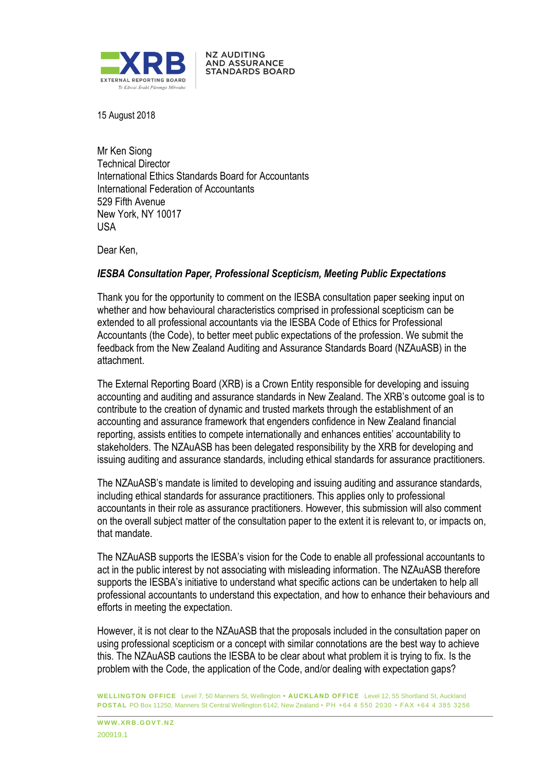**XRB** EXTERNAL REPORTING BOARD
Te Kāwai Ārahi Pūrongo Mōwaho

NZ AUDITING AND ASSURANCE STANDARDS BOARD

15 August 2018

Mr Ken Siong
Technical Director
International Ethics Standards Board for Accountants
International Federation of Accountants
529 Fifth Avenue
New York, NY 10017
USA

Dear Ken,

***IESBA Consultation Paper, Professional Scepticism, Meeting Public Expectations***

Thank you for the opportunity to comment on the IESBA consultation paper seeking input on whether and how behavioural characteristics comprised in professional scepticism can be extended to all professional accountants via the IESBA Code of Ethics for Professional Accountants (the Code), to better meet public expectations of the profession. We submit the feedback from the New Zealand Auditing and Assurance Standards Board (NZAuASB) in the attachment.

The External Reporting Board (XRB) is a Crown Entity responsible for developing and issuing accounting and auditing and assurance standards in New Zealand. The XRB's outcome goal is to contribute to the creation of dynamic and trusted markets through the establishment of an accounting and assurance framework that engenders confidence in New Zealand financial reporting, assists entities to compete internationally and enhances entities' accountability to stakeholders. The NZAuASB has been delegated responsibility by the XRB for developing and issuing auditing and assurance standards, including ethical standards for assurance practitioners.

The NZAuASB's mandate is limited to developing and issuing auditing and assurance standards, including ethical standards for assurance practitioners. This applies only to professional accountants in their role as assurance practitioners. However, this submission will also comment on the overall subject matter of the consultation paper to the extent it is relevant to, or impacts on, that mandate.

The NZAuASB supports the IESBA's vision for the Code to enable all professional accountants to act in the public interest by not associating with misleading information. The NZAuASB therefore supports the IESBA's initiative to understand what specific actions can be undertaken to help all professional accountants to understand this expectation, and how to enhance their behaviours and efforts in meeting the expectation.

However, it is not clear to the NZAuASB that the proposals included in the consultation paper on using professional scepticism or a concept with similar connotations are the best way to achieve this. The NZAuASB cautions the IESBA to be clear about what problem it is trying to fix. Is the problem with the Code, the application of the Code, and/or dealing with expectation gaps?

**WELLINGTON OFFICE** Level 7, 50 Manners St, Wellington • **AUCKLAND OFFICE** Level 12, 55 Shortland St, Auckland
**POSTAL** PO Box 11250, Manners St Central Wellington 6142, New Zealand • PH +64 4 550 2030 • FAX +64 4 385 3256

**WWW.XRB.GOVT.NZ**
200919.1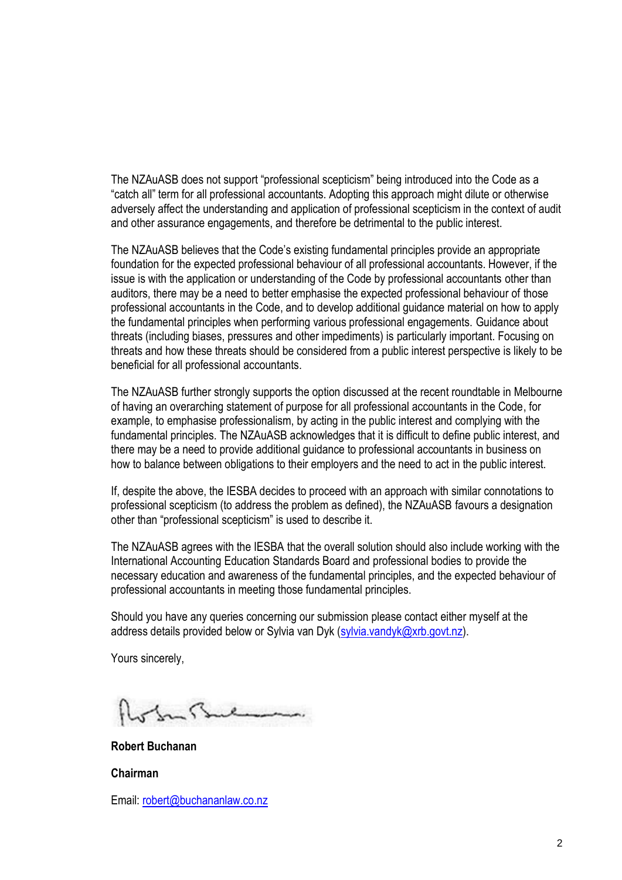The NZAuASB does not support "professional scepticism" being introduced into the Code as a "catch all" term for all professional accountants. Adopting this approach might dilute or otherwise adversely affect the understanding and application of professional scepticism in the context of audit and other assurance engagements, and therefore be detrimental to the public interest.

The NZAuASB believes that the Code's existing fundamental principles provide an appropriate foundation for the expected professional behaviour of all professional accountants. However, if the issue is with the application or understanding of the Code by professional accountants other than auditors, there may be a need to better emphasise the expected professional behaviour of those professional accountants in the Code, and to develop additional guidance material on how to apply the fundamental principles when performing various professional engagements. Guidance about threats (including biases, pressures and other impediments) is particularly important. Focusing on threats and how these threats should be considered from a public interest perspective is likely to be beneficial for all professional accountants.

The NZAuASB further strongly supports the option discussed at the recent roundtable in Melbourne of having an overarching statement of purpose for all professional accountants in the Code, for example, to emphasise professionalism, by acting in the public interest and complying with the fundamental principles. The NZAuASB acknowledges that it is difficult to define public interest, and there may be a need to provide additional guidance to professional accountants in business on how to balance between obligations to their employers and the need to act in the public interest.

If, despite the above, the IESBA decides to proceed with an approach with similar connotations to professional scepticism (to address the problem as defined), the NZAuASB favours a designation other than "professional scepticism" is used to describe it.

The NZAuASB agrees with the IESBA that the overall solution should also include working with the International Accounting Education Standards Board and professional bodies to provide the necessary education and awareness of the fundamental principles, and the expected behaviour of professional accountants in meeting those fundamental principles.

Should you have any queries concerning our submission please contact either myself at the address details provided below or Sylvia van Dyk (sylvia.vandyk@xrb.govt.nz).

Yours sincerely,

**Robert Buchanan**

**Chairman**

Email: robert@buchananlaw.co.nz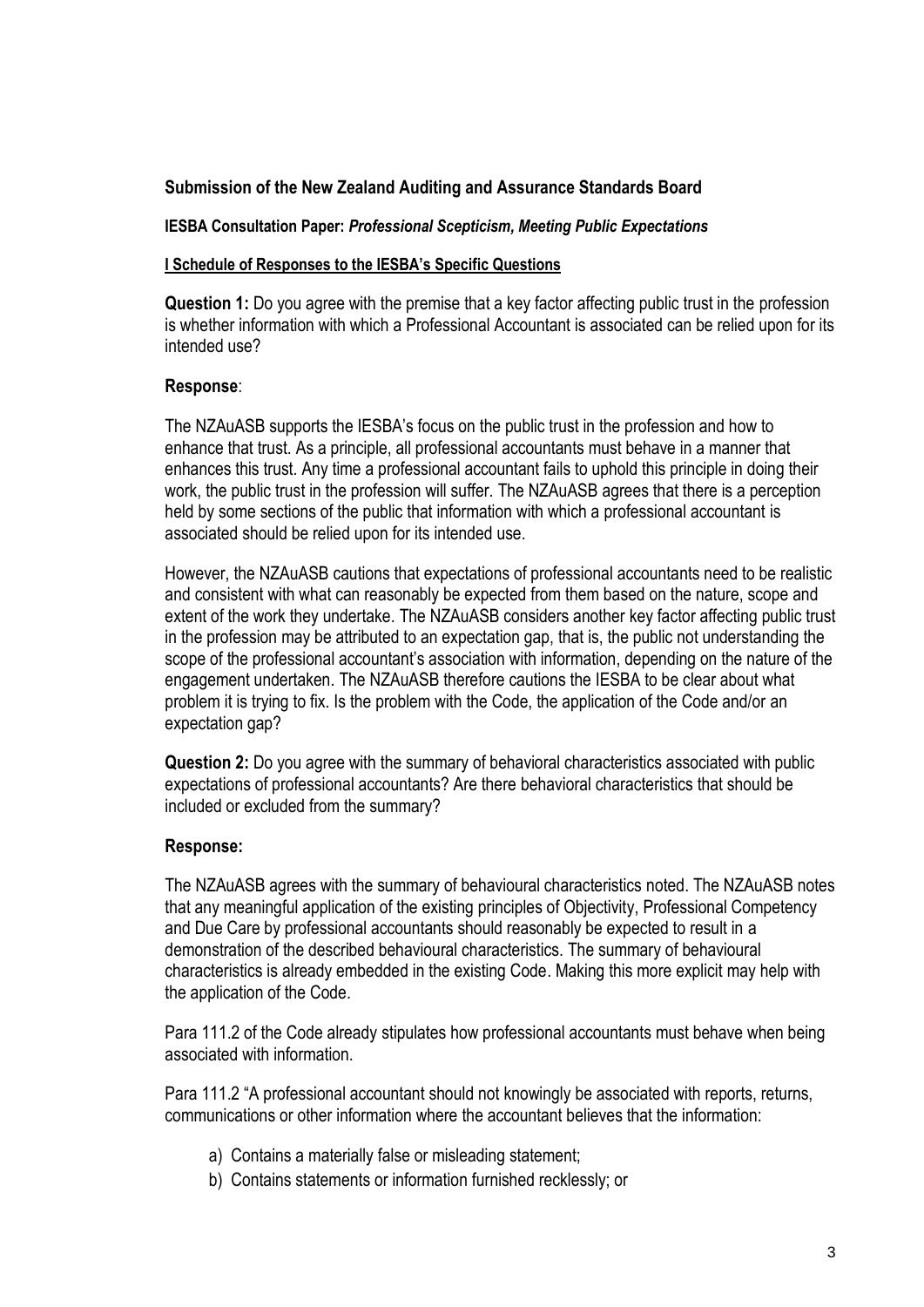### Submission of the New Zealand Auditing and Assurance Standards Board

**IESBA Consultation Paper:** ***Professional Scepticism, Meeting Public Expectations***

**I Schedule of Responses to the IESBA's Specific Questions**

**Question 1:** Do you agree with the premise that a key factor affecting public trust in the profession is whether information with which a Professional Accountant is associated can be relied upon for its intended use?

**Response**:

The NZAuASB supports the IESBA's focus on the public trust in the profession and how to enhance that trust. As a principle, all professional accountants must behave in a manner that enhances this trust. Any time a professional accountant fails to uphold this principle in doing their work, the public trust in the profession will suffer. The NZAuASB agrees that there is a perception held by some sections of the public that information with which a professional accountant is associated should be relied upon for its intended use.

However, the NZAuASB cautions that expectations of professional accountants need to be realistic and consistent with what can reasonably be expected from them based on the nature, scope and extent of the work they undertake. The NZAuASB considers another key factor affecting public trust in the profession may be attributed to an expectation gap, that is, the public not understanding the scope of the professional accountant's association with information, depending on the nature of the engagement undertaken. The NZAuASB therefore cautions the IESBA to be clear about what problem it is trying to fix. Is the problem with the Code, the application of the Code and/or an expectation gap?

**Question 2:** Do you agree with the summary of behavioral characteristics associated with public expectations of professional accountants? Are there behavioral characteristics that should be included or excluded from the summary?

**Response:**

The NZAuASB agrees with the summary of behavioural characteristics noted. The NZAuASB notes that any meaningful application of the existing principles of Objectivity, Professional Competency and Due Care by professional accountants should reasonably be expected to result in a demonstration of the described behavioural characteristics. The summary of behavioural characteristics is already embedded in the existing Code. Making this more explicit may help with the application of the Code.

Para 111.2 of the Code already stipulates how professional accountants must behave when being associated with information.

Para 111.2 "A professional accountant should not knowingly be associated with reports, returns, communications or other information where the accountant believes that the information:

a) Contains a materially false or misleading statement;
b) Contains statements or information furnished recklessly; or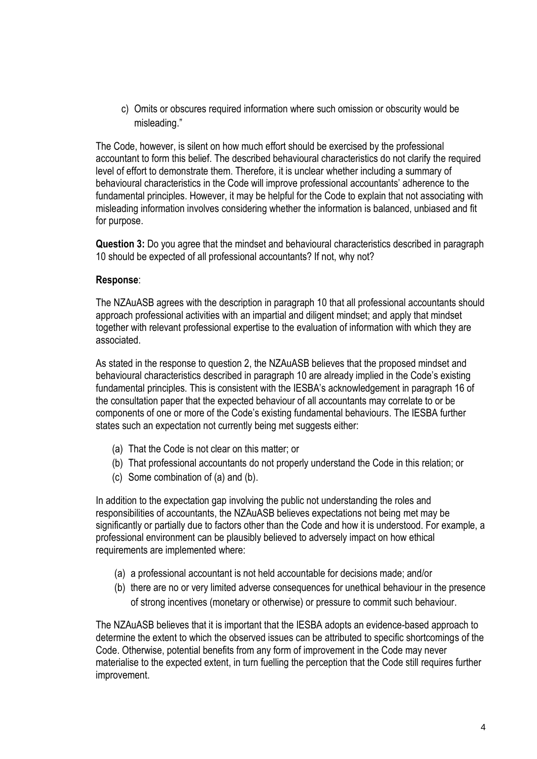c) Omits or obscures required information where such omission or obscurity would be misleading."

The Code, however, is silent on how much effort should be exercised by the professional accountant to form this belief. The described behavioural characteristics do not clarify the required level of effort to demonstrate them. Therefore, it is unclear whether including a summary of behavioural characteristics in the Code will improve professional accountants' adherence to the fundamental principles. However, it may be helpful for the Code to explain that not associating with misleading information involves considering whether the information is balanced, unbiased and fit for purpose.

**Question 3:** Do you agree that the mindset and behavioural characteristics described in paragraph 10 should be expected of all professional accountants? If not, why not?

**Response**:

The NZAuASB agrees with the description in paragraph 10 that all professional accountants should approach professional activities with an impartial and diligent mindset; and apply that mindset together with relevant professional expertise to the evaluation of information with which they are associated.

As stated in the response to question 2, the NZAuASB believes that the proposed mindset and behavioural characteristics described in paragraph 10 are already implied in the Code's existing fundamental principles. This is consistent with the IESBA's acknowledgement in paragraph 16 of the consultation paper that the expected behaviour of all accountants may correlate to or be components of one or more of the Code's existing fundamental behaviours. The IESBA further states such an expectation not currently being met suggests either:

(a) That the Code is not clear on this matter; or
(b) That professional accountants do not properly understand the Code in this relation; or
(c) Some combination of (a) and (b).

In addition to the expectation gap involving the public not understanding the roles and responsibilities of accountants, the NZAuASB believes expectations not being met may be significantly or partially due to factors other than the Code and how it is understood. For example, a professional environment can be plausibly believed to adversely impact on how ethical requirements are implemented where:

(a) a professional accountant is not held accountable for decisions made; and/or
(b) there are no or very limited adverse consequences for unethical behaviour in the presence of strong incentives (monetary or otherwise) or pressure to commit such behaviour.

The NZAuASB believes that it is important that the IESBA adopts an evidence-based approach to determine the extent to which the observed issues can be attributed to specific shortcomings of the Code. Otherwise, potential benefits from any form of improvement in the Code may never materialise to the expected extent, in turn fuelling the perception that the Code still requires further improvement.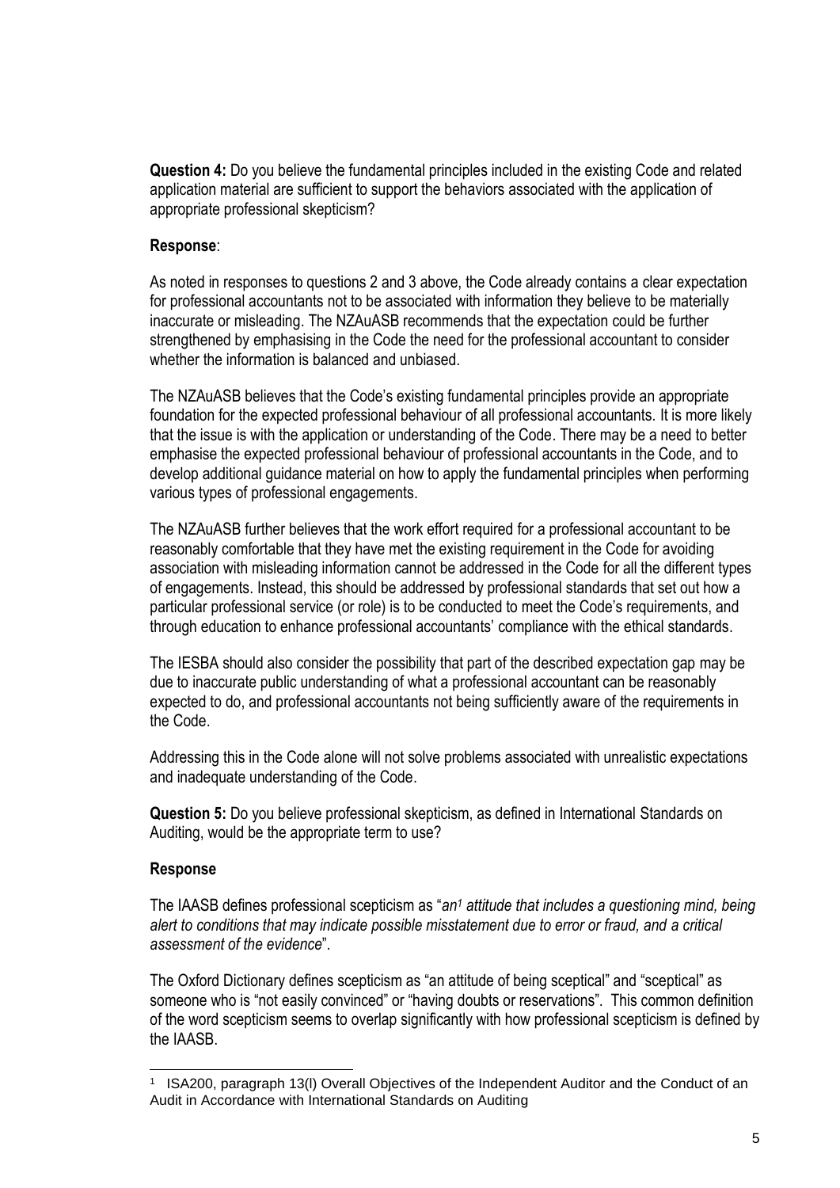**Question 4:** Do you believe the fundamental principles included in the existing Code and related application material are sufficient to support the behaviors associated with the application of appropriate professional skepticism?

**Response**:

As noted in responses to questions 2 and 3 above, the Code already contains a clear expectation for professional accountants not to be associated with information they believe to be materially inaccurate or misleading. The NZAuASB recommends that the expectation could be further strengthened by emphasising in the Code the need for the professional accountant to consider whether the information is balanced and unbiased.

The NZAuASB believes that the Code's existing fundamental principles provide an appropriate foundation for the expected professional behaviour of all professional accountants. It is more likely that the issue is with the application or understanding of the Code. There may be a need to better emphasise the expected professional behaviour of professional accountants in the Code, and to develop additional guidance material on how to apply the fundamental principles when performing various types of professional engagements.

The NZAuASB further believes that the work effort required for a professional accountant to be reasonably comfortable that they have met the existing requirement in the Code for avoiding association with misleading information cannot be addressed in the Code for all the different types of engagements. Instead, this should be addressed by professional standards that set out how a particular professional service (or role) is to be conducted to meet the Code's requirements, and through education to enhance professional accountants' compliance with the ethical standards.

The IESBA should also consider the possibility that part of the described expectation gap may be due to inaccurate public understanding of what a professional accountant can be reasonably expected to do, and professional accountants not being sufficiently aware of the requirements in the Code.

Addressing this in the Code alone will not solve problems associated with unrealistic expectations and inadequate understanding of the Code.

**Question 5:** Do you believe professional skepticism, as defined in International Standards on Auditing, would be the appropriate term to use?

**Response**

The IAASB defines professional scepticism as "*an[1] attitude that includes a questioning mind, being alert to conditions that may indicate possible misstatement due to error or fraud, and a critical assessment of the evidence*".

The Oxford Dictionary defines scepticism as "an attitude of being sceptical" and "sceptical" as someone who is "not easily convinced" or "having doubts or reservations". This common definition of the word scepticism seems to overlap significantly with how professional scepticism is defined by the IAASB.

---

[1] ISA200, paragraph 13(l) Overall Objectives of the Independent Auditor and the Conduct of an Audit in Accordance with International Standards on Auditing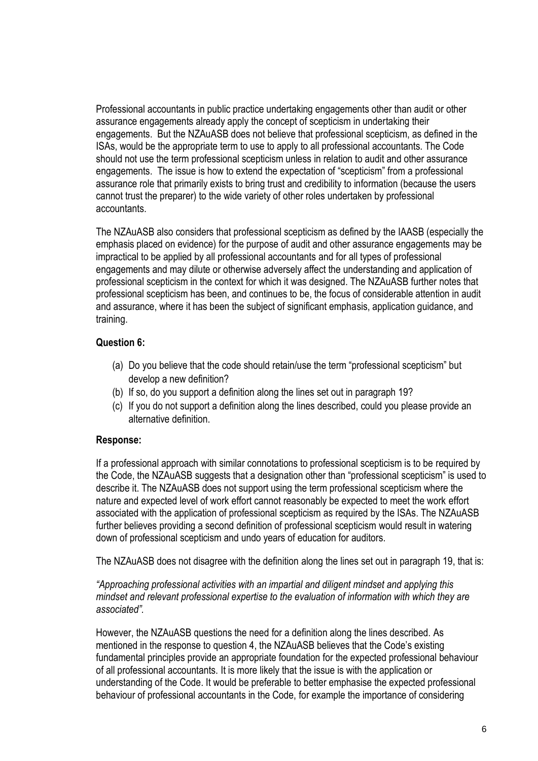Professional accountants in public practice undertaking engagements other than audit or other assurance engagements already apply the concept of scepticism in undertaking their engagements. But the NZAuASB does not believe that professional scepticism, as defined in the ISAs, would be the appropriate term to use to apply to all professional accountants. The Code should not use the term professional scepticism unless in relation to audit and other assurance engagements. The issue is how to extend the expectation of "scepticism" from a professional assurance role that primarily exists to bring trust and credibility to information (because the users cannot trust the preparer) to the wide variety of other roles undertaken by professional accountants.

The NZAuASB also considers that professional scepticism as defined by the IAASB (especially the emphasis placed on evidence) for the purpose of audit and other assurance engagements may be impractical to be applied by all professional accountants and for all types of professional engagements and may dilute or otherwise adversely affect the understanding and application of professional scepticism in the context for which it was designed. The NZAuASB further notes that professional scepticism has been, and continues to be, the focus of considerable attention in audit and assurance, where it has been the subject of significant emphasis, application guidance, and training.

**Question 6:**

(a) Do you believe that the code should retain/use the term "professional scepticism" but develop a new definition?
(b) If so, do you support a definition along the lines set out in paragraph 19?
(c) If you do not support a definition along the lines described, could you please provide an alternative definition.

**Response:**

If a professional approach with similar connotations to professional scepticism is to be required by the Code, the NZAuASB suggests that a designation other than "professional scepticism" is used to describe it. The NZAuASB does not support using the term professional scepticism where the nature and expected level of work effort cannot reasonably be expected to meet the work effort associated with the application of professional scepticism as required by the ISAs. The NZAuASB further believes providing a second definition of professional scepticism would result in watering down of professional scepticism and undo years of education for auditors.

The NZAuASB does not disagree with the definition along the lines set out in paragraph 19, that is:

*"Approaching professional activities with an impartial and diligent mindset and applying this mindset and relevant professional expertise to the evaluation of information with which they are associated".*

However, the NZAuASB questions the need for a definition along the lines described. As mentioned in the response to question 4, the NZAuASB believes that the Code's existing fundamental principles provide an appropriate foundation for the expected professional behaviour of all professional accountants. It is more likely that the issue is with the application or understanding of the Code. It would be preferable to better emphasise the expected professional behaviour of professional accountants in the Code, for example the importance of considering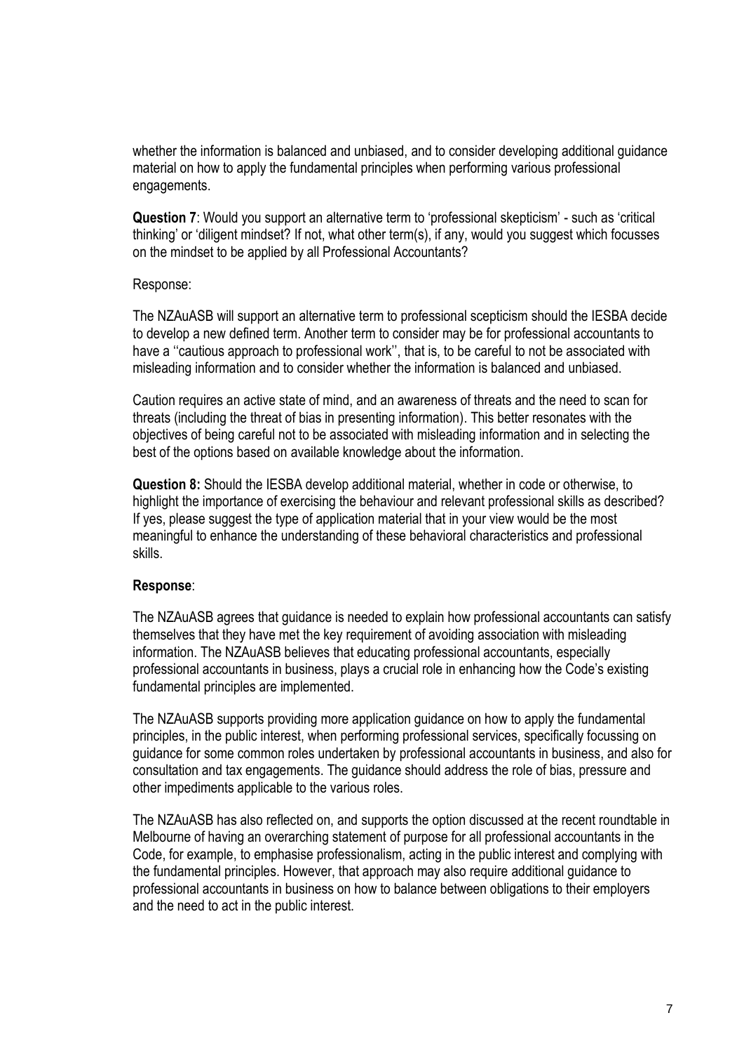whether the information is balanced and unbiased, and to consider developing additional guidance material on how to apply the fundamental principles when performing various professional engagements.

**Question 7**: Would you support an alternative term to 'professional skepticism' - such as 'critical thinking' or 'diligent mindset? If not, what other term(s), if any, would you suggest which focusses on the mindset to be applied by all Professional Accountants?

Response:

The NZAuASB will support an alternative term to professional scepticism should the IESBA decide to develop a new defined term. Another term to consider may be for professional accountants to have a ''cautious approach to professional work'', that is, to be careful to not be associated with misleading information and to consider whether the information is balanced and unbiased.

Caution requires an active state of mind, and an awareness of threats and the need to scan for threats (including the threat of bias in presenting information). This better resonates with the objectives of being careful not to be associated with misleading information and in selecting the best of the options based on available knowledge about the information.

**Question 8:** Should the IESBA develop additional material, whether in code or otherwise, to highlight the importance of exercising the behaviour and relevant professional skills as described? If yes, please suggest the type of application material that in your view would be the most meaningful to enhance the understanding of these behavioral characteristics and professional skills.

**Response**:

The NZAuASB agrees that guidance is needed to explain how professional accountants can satisfy themselves that they have met the key requirement of avoiding association with misleading information. The NZAuASB believes that educating professional accountants, especially professional accountants in business, plays a crucial role in enhancing how the Code's existing fundamental principles are implemented.

The NZAuASB supports providing more application guidance on how to apply the fundamental principles, in the public interest, when performing professional services, specifically focussing on guidance for some common roles undertaken by professional accountants in business, and also for consultation and tax engagements. The guidance should address the role of bias, pressure and other impediments applicable to the various roles.

The NZAuASB has also reflected on, and supports the option discussed at the recent roundtable in Melbourne of having an overarching statement of purpose for all professional accountants in the Code, for example, to emphasise professionalism, acting in the public interest and complying with the fundamental principles. However, that approach may also require additional guidance to professional accountants in business on how to balance between obligations to their employers and the need to act in the public interest.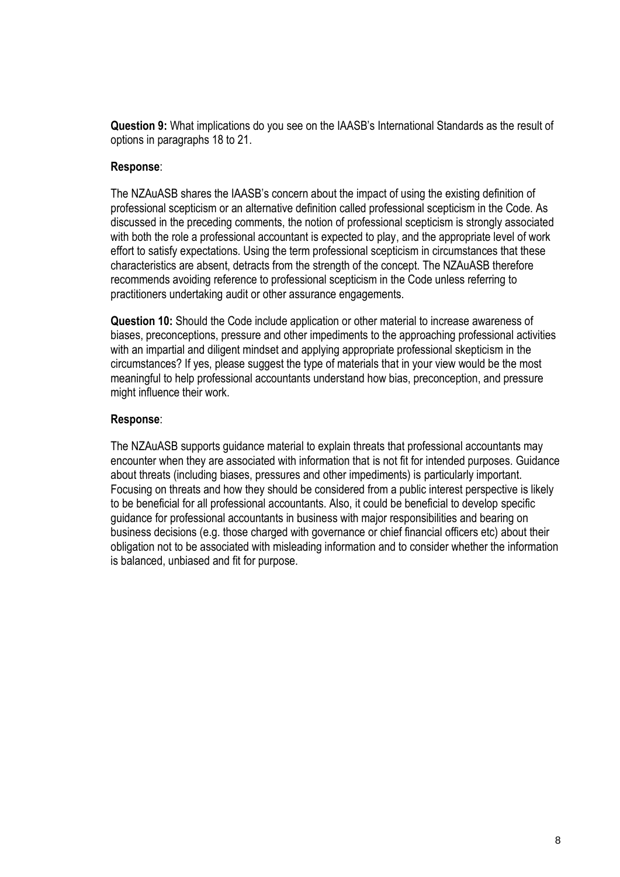**Question 9:** What implications do you see on the IAASB's International Standards as the result of options in paragraphs 18 to 21.

**Response**:

The NZAuASB shares the IAASB's concern about the impact of using the existing definition of professional scepticism or an alternative definition called professional scepticism in the Code. As discussed in the preceding comments, the notion of professional scepticism is strongly associated with both the role a professional accountant is expected to play, and the appropriate level of work effort to satisfy expectations. Using the term professional scepticism in circumstances that these characteristics are absent, detracts from the strength of the concept. The NZAuASB therefore recommends avoiding reference to professional scepticism in the Code unless referring to practitioners undertaking audit or other assurance engagements.

**Question 10:** Should the Code include application or other material to increase awareness of biases, preconceptions, pressure and other impediments to the approaching professional activities with an impartial and diligent mindset and applying appropriate professional skepticism in the circumstances? If yes, please suggest the type of materials that in your view would be the most meaningful to help professional accountants understand how bias, preconception, and pressure might influence their work.

**Response**:

The NZAuASB supports guidance material to explain threats that professional accountants may encounter when they are associated with information that is not fit for intended purposes. Guidance about threats (including biases, pressures and other impediments) is particularly important. Focusing on threats and how they should be considered from a public interest perspective is likely to be beneficial for all professional accountants. Also, it could be beneficial to develop specific guidance for professional accountants in business with major responsibilities and bearing on business decisions (e.g. those charged with governance or chief financial officers etc) about their obligation not to be associated with misleading information and to consider whether the information is balanced, unbiased and fit for purpose.